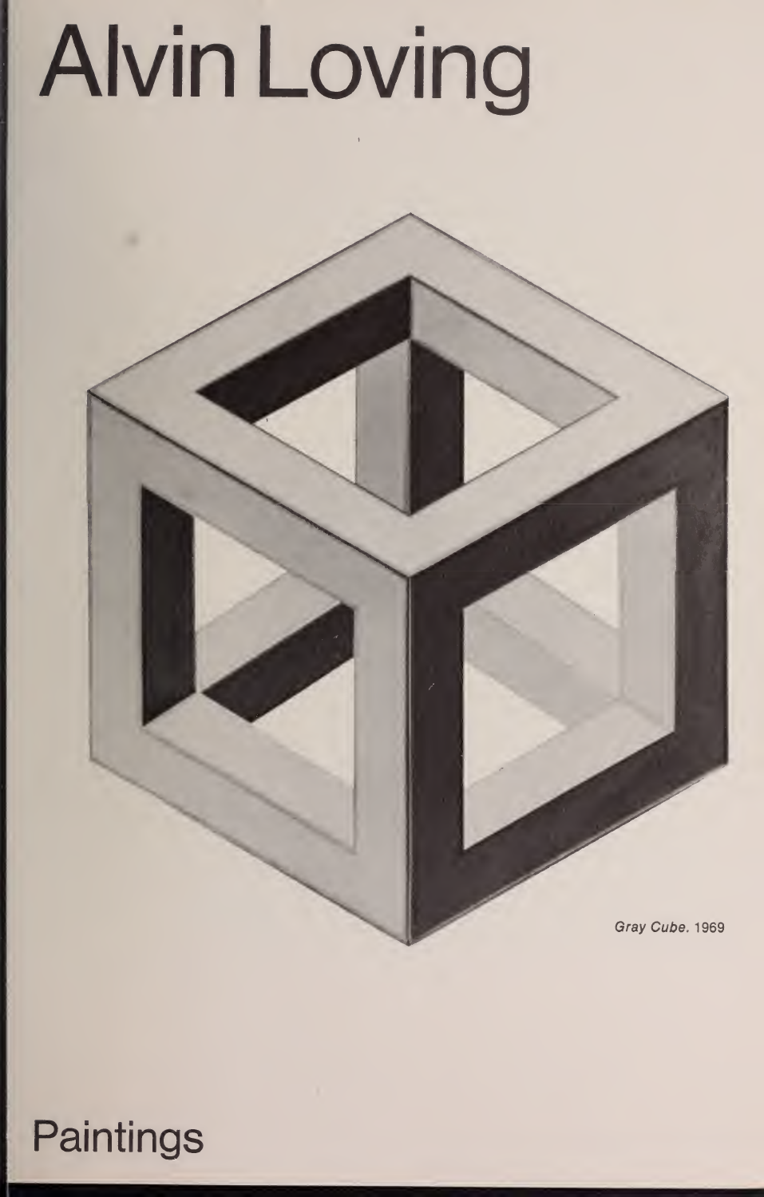# Alvin Loving

*Gray Cube.* 1969

Paintings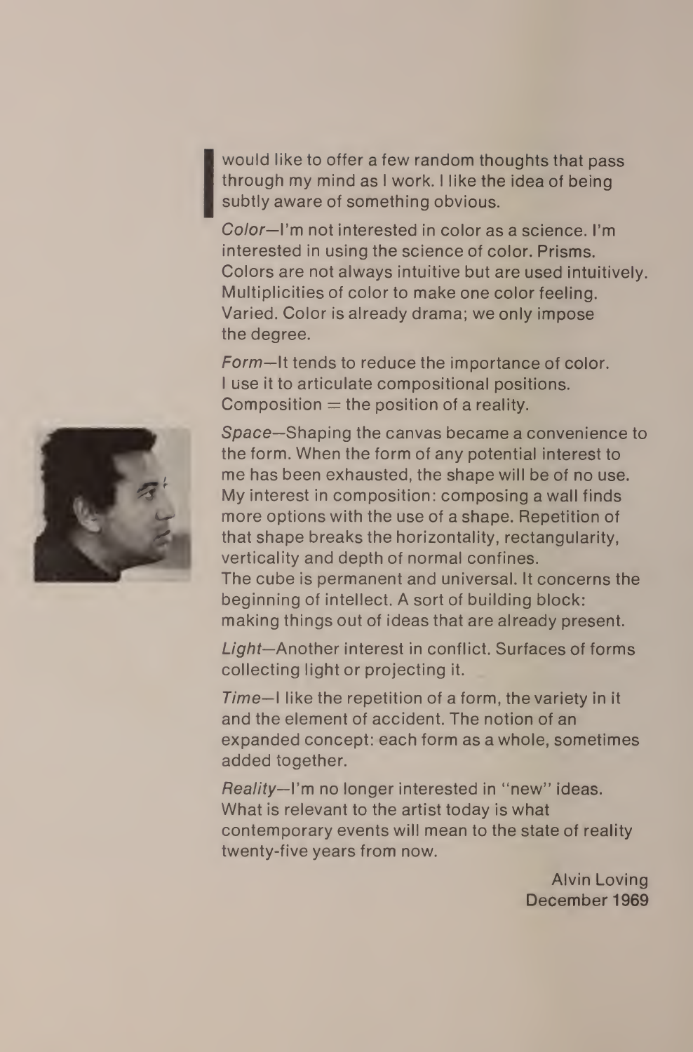I would like to offer a few random thoughts that pass through my mind as I work. I like the idea of being subtly aware of something obvious.

*Color*—I'm not interested in color as a science. I'm interested in using the science of color. Prisms. Colors are not always intuitive but are used intuitively. Multiplicities of color to make one color feeling. Varied. Color is already drama; we only impose the degree.

*Form*—It tends to reduce the importance of color. I use it to articulate compositional positions. Composition = the position of a reality.

*Space*—Shaping the canvas became a convenience to the form. When the form of any potential interest to me has been exhausted, the shape will be of no use. My interest in composition: composing a wall finds more options with the use of a shape. Repetition of that shape breaks the horizontality, rectangularity, verticality and depth of normal confines.
The cube is permanent and universal. It concerns the beginning of intellect. A sort of building block: making things out of ideas that are already present.

*Light*—Another interest in conflict. Surfaces of forms collecting light or projecting it.

*Time*—I like the repetition of a form, the variety in it and the element of accident. The notion of an expanded concept: each form as a whole, sometimes added together.

*Reality*—I'm no longer interested in "new" ideas. What is relevant to the artist today is what contemporary events will mean to the state of reality twenty-five years from now.

Alvin Loving
December 1969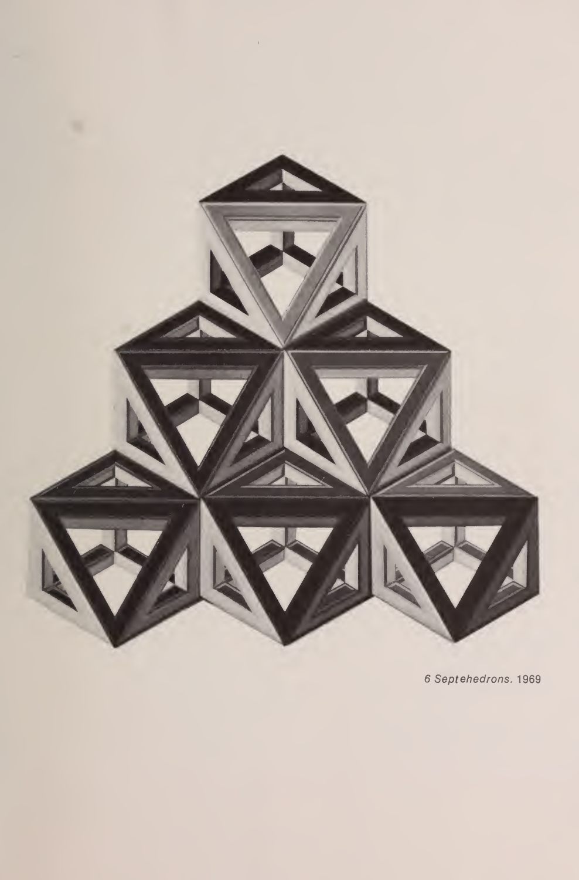*6 Septehedrons.* 1969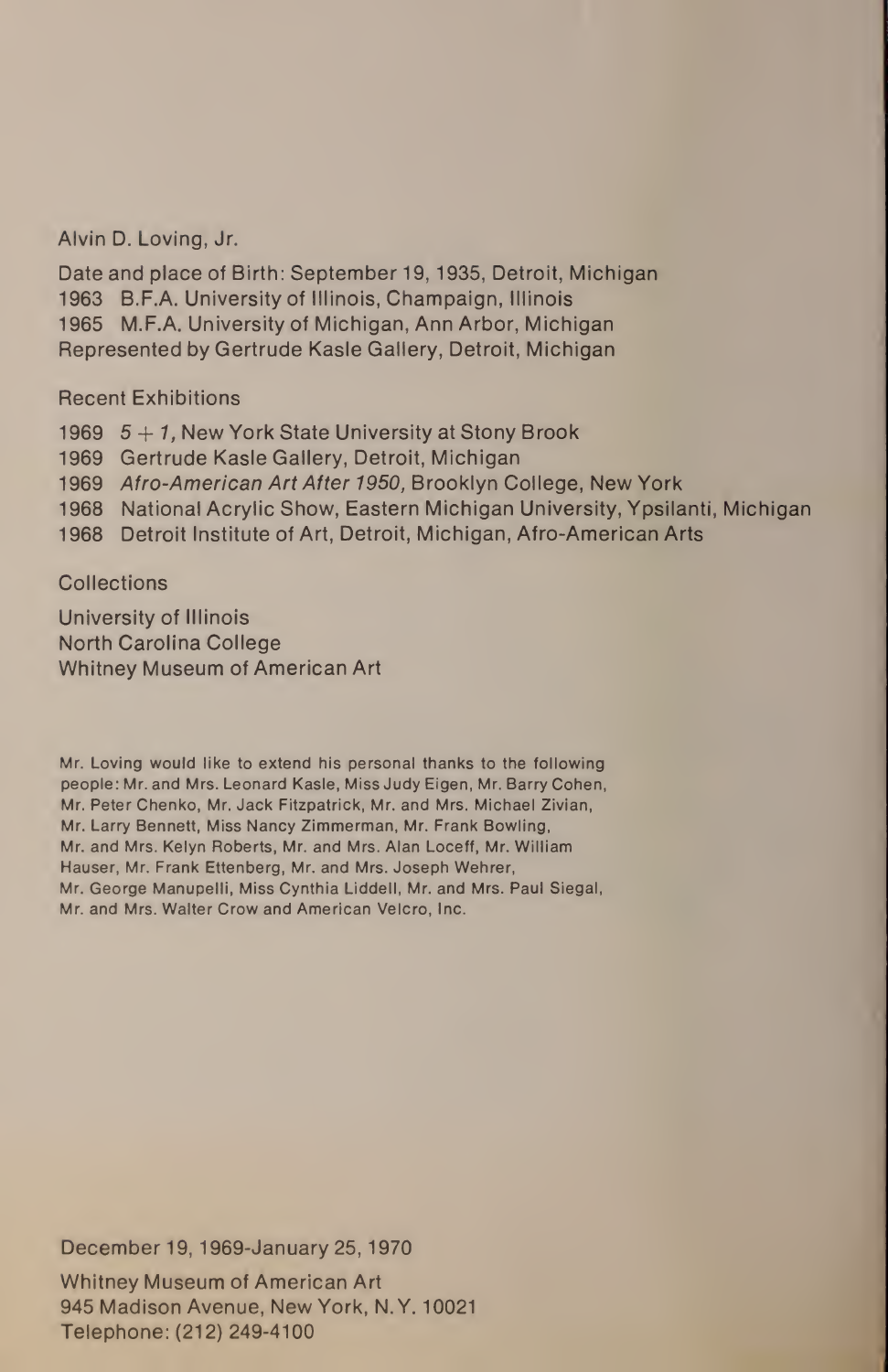Alvin D. Loving, Jr.

Date and place of Birth: September 19, 1935, Detroit, Michigan
1963 B.F.A. University of Illinois, Champaign, Illinois
1965 M.F.A. University of Michigan, Ann Arbor, Michigan
Represented by Gertrude Kasle Gallery, Detroit, Michigan

Recent Exhibitions

1969 *5 + 1*, New York State University at Stony Brook
1969 Gertrude Kasle Gallery, Detroit, Michigan
1969 *Afro-American Art After 1950*, Brooklyn College, New York
1968 National Acrylic Show, Eastern Michigan University, Ypsilanti, Michigan
1968 Detroit Institute of Art, Detroit, Michigan, Afro-American Arts

Collections

University of Illinois
North Carolina College
Whitney Museum of American Art

Mr. Loving would like to extend his personal thanks to the following people: Mr. and Mrs. Leonard Kasle, Miss Judy Eigen, Mr. Barry Cohen, Mr. Peter Chenko, Mr. Jack Fitzpatrick, Mr. and Mrs. Michael Zivian, Mr. Larry Bennett, Miss Nancy Zimmerman, Mr. Frank Bowling, Mr. and Mrs. Kelyn Roberts, Mr. and Mrs. Alan Loceff, Mr. William Hauser, Mr. Frank Ettenberg, Mr. and Mrs. Joseph Wehrer, Mr. George Manupelli, Miss Cynthia Liddell, Mr. and Mrs. Paul Siegal, Mr. and Mrs. Walter Crow and American Velcro, Inc.

December 19, 1969-January 25, 1970

Whitney Museum of American Art
945 Madison Avenue, New York, N.Y. 10021
Telephone: (212) 249-4100